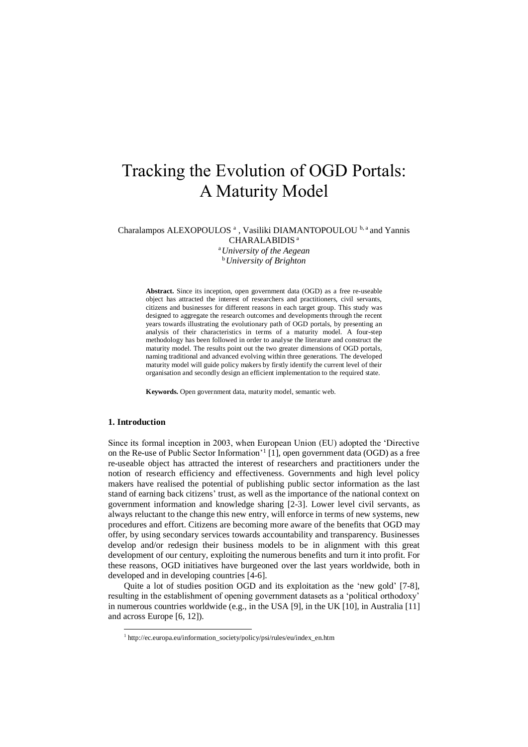# Tracking the Evolution of OGD Portals: A Maturity Model

Charalampos ALEXOPOULOS [a] , Vasiliki DIAMANTOPOULOU [b, a] and Yannis CHARALABIDIS [a]

[a] *University of the Aegean*
[b] *University of Brighton*

**Abstract.** Since its inception, open government data (OGD) as a free re-useable object has attracted the interest of researchers and practitioners, civil servants, citizens and businesses for different reasons in each target group. This study was designed to aggregate the research outcomes and developments through the recent years towards illustrating the evolutionary path of OGD portals, by presenting an analysis of their characteristics in terms of a maturity model. A four-step methodology has been followed in order to analyse the literature and construct the maturity model. The results point out the two greater dimensions of OGD portals, naming traditional and advanced evolving within three generations. The developed maturity model will guide policy makers by firstly identify the current level of their organisation and secondly design an efficient implementation to the required state.

**Keywords.** Open government data, maturity model, semantic web.

## 1. Introduction

Since its formal inception in 2003, when European Union (EU) adopted the 'Directive on the Re-use of Public Sector Information'[1] [1], open government data (OGD) as a free re-useable object has attracted the interest of researchers and practitioners under the notion of research efficiency and effectiveness. Governments and high level policy makers have realised the potential of publishing public sector information as the last stand of earning back citizens' trust, as well as the importance of the national context on government information and knowledge sharing [2-3]. Lower level civil servants, as always reluctant to the change this new entry, will enforce in terms of new systems, new procedures and effort. Citizens are becoming more aware of the benefits that OGD may offer, by using secondary services towards accountability and transparency. Businesses develop and/or redesign their business models to be in alignment with this great development of our century, exploiting the numerous benefits and turn it into profit. For these reasons, OGD initiatives have burgeoned over the last years worldwide, both in developed and in developing countries [4-6].

Quite a lot of studies position OGD and its exploitation as the 'new gold' [7-8], resulting in the establishment of opening government datasets as a 'political orthodoxy' in numerous countries worldwide (e.g., in the USA [9], in the UK [10], in Australia [11] and across Europe [6, 12]).

[1] http://ec.europa.eu/information_society/policy/psi/rules/eu/index_en.htm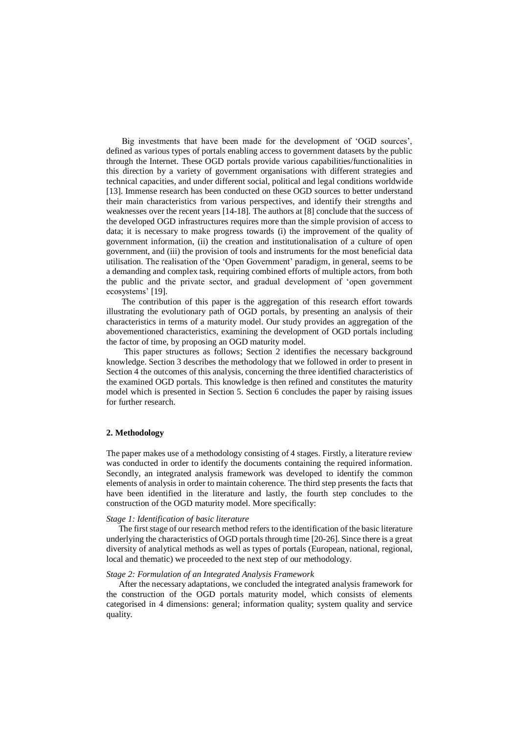Big investments that have been made for the development of 'OGD sources', defined as various types of portals enabling access to government datasets by the public through the Internet. These OGD portals provide various capabilities/functionalities in this direction by a variety of government organisations with different strategies and technical capacities, and under different social, political and legal conditions worldwide [13]. Immense research has been conducted on these OGD sources to better understand their main characteristics from various perspectives, and identify their strengths and weaknesses over the recent years [14-18]. The authors at [8] conclude that the success of the developed OGD infrastructures requires more than the simple provision of access to data; it is necessary to make progress towards (i) the improvement of the quality of government information, (ii) the creation and institutionalisation of a culture of open government, and (iii) the provision of tools and instruments for the most beneficial data utilisation. The realisation of the 'Open Government' paradigm, in general, seems to be a demanding and complex task, requiring combined efforts of multiple actors, from both the public and the private sector, and gradual development of 'open government ecosystems' [19].

The contribution of this paper is the aggregation of this research effort towards illustrating the evolutionary path of OGD portals, by presenting an analysis of their characteristics in terms of a maturity model. Our study provides an aggregation of the abovementioned characteristics, examining the development of OGD portals including the factor of time, by proposing an OGD maturity model.

This paper structures as follows; Section 2 identifies the necessary background knowledge. Section 3 describes the methodology that we followed in order to present in Section 4 the outcomes of this analysis, concerning the three identified characteristics of the examined OGD portals. This knowledge is then refined and constitutes the maturity model which is presented in Section 5. Section 6 concludes the paper by raising issues for further research.

## 2. Methodology

The paper makes use of a methodology consisting of 4 stages. Firstly, a literature review was conducted in order to identify the documents containing the required information. Secondly, an integrated analysis framework was developed to identify the common elements of analysis in order to maintain coherence. The third step presents the facts that have been identified in the literature and lastly, the fourth step concludes to the construction of the OGD maturity model. More specifically:

*Stage 1: Identification of basic literature*

The first stage of our research method refers to the identification of the basic literature underlying the characteristics of OGD portals through time [20-26]. Since there is a great diversity of analytical methods as well as types of portals (European, national, regional, local and thematic) we proceeded to the next step of our methodology.

*Stage 2: Formulation of an Integrated Analysis Framework*

After the necessary adaptations, we concluded the integrated analysis framework for the construction of the OGD portals maturity model, which consists of elements categorised in 4 dimensions: general; information quality; system quality and service quality.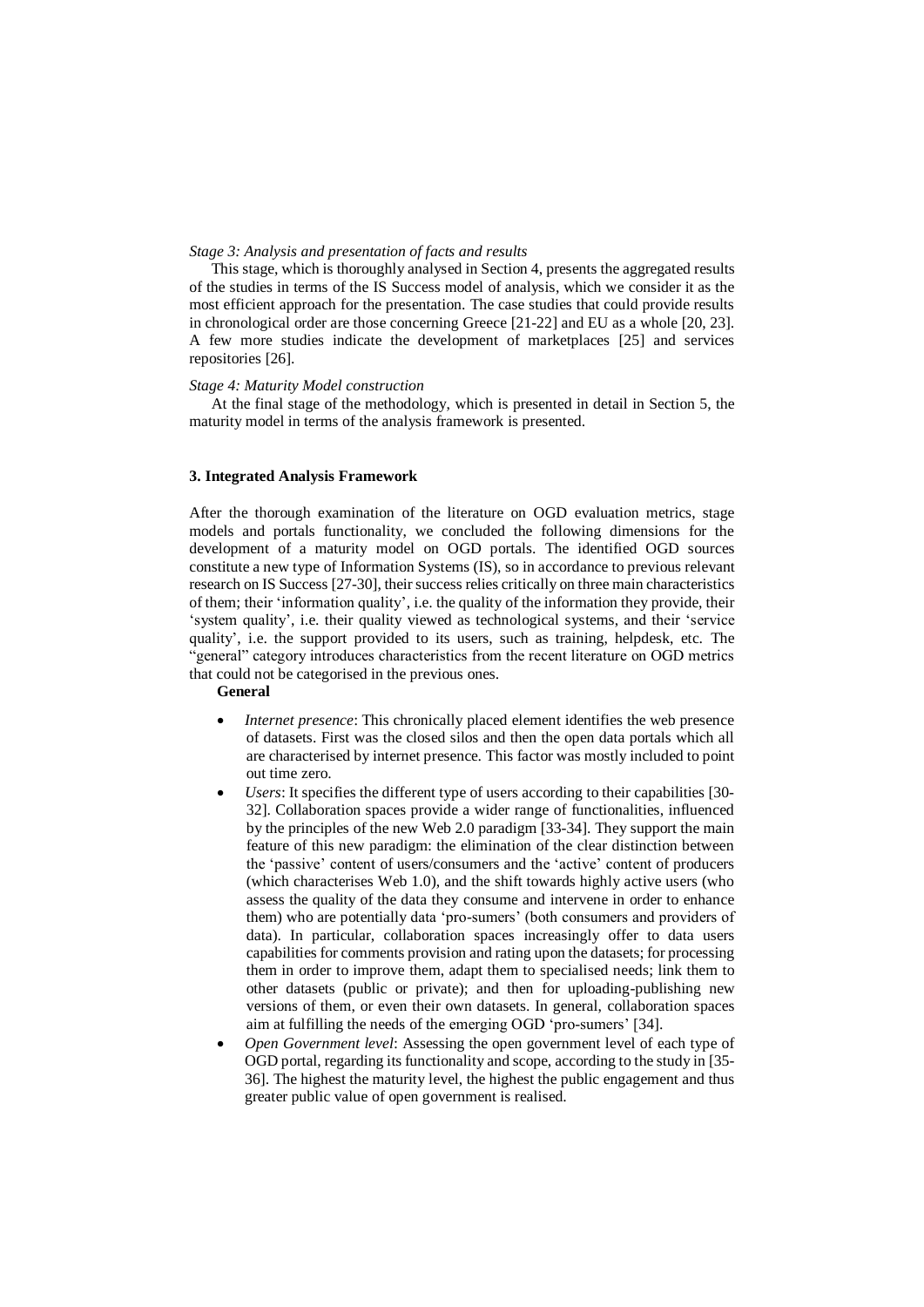*Stage 3: Analysis and presentation of facts and results*

This stage, which is thoroughly analysed in Section 4, presents the aggregated results of the studies in terms of the IS Success model of analysis, which we consider it as the most efficient approach for the presentation. The case studies that could provide results in chronological order are those concerning Greece [21-22] and EU as a whole [20, 23]. A few more studies indicate the development of marketplaces [25] and services repositories [26].

*Stage 4: Maturity Model construction*

At the final stage of the methodology, which is presented in detail in Section 5, the maturity model in terms of the analysis framework is presented.

## 3. Integrated Analysis Framework

After the thorough examination of the literature on OGD evaluation metrics, stage models and portals functionality, we concluded the following dimensions for the development of a maturity model on OGD portals. The identified OGD sources constitute a new type of Information Systems (IS), so in accordance to previous relevant research on IS Success [27-30], their success relies critically on three main characteristics of them; their 'information quality', i.e. the quality of the information they provide, their 'system quality', i.e. their quality viewed as technological systems, and their 'service quality', i.e. the support provided to its users, such as training, helpdesk, etc. The "general" category introduces characteristics from the recent literature on OGD metrics that could not be categorised in the previous ones.

**General**

- *Internet presence*: This chronically placed element identifies the web presence of datasets. First was the closed silos and then the open data portals which all are characterised by internet presence. This factor was mostly included to point out time zero.
- *Users*: It specifies the different type of users according to their capabilities [30-32]. Collaboration spaces provide a wider range of functionalities, influenced by the principles of the new Web 2.0 paradigm [33-34]. They support the main feature of this new paradigm: the elimination of the clear distinction between the 'passive' content of users/consumers and the 'active' content of producers (which characterises Web 1.0), and the shift towards highly active users (who assess the quality of the data they consume and intervene in order to enhance them) who are potentially data 'pro-sumers' (both consumers and providers of data). In particular, collaboration spaces increasingly offer to data users capabilities for comments provision and rating upon the datasets; for processing them in order to improve them, adapt them to specialised needs; link them to other datasets (public or private); and then for uploading-publishing new versions of them, or even their own datasets. In general, collaboration spaces aim at fulfilling the needs of the emerging OGD 'pro-sumers' [34].
- *Open Government level*: Assessing the open government level of each type of OGD portal, regarding its functionality and scope, according to the study in [35-36]. The highest the maturity level, the highest the public engagement and thus greater public value of open government is realised.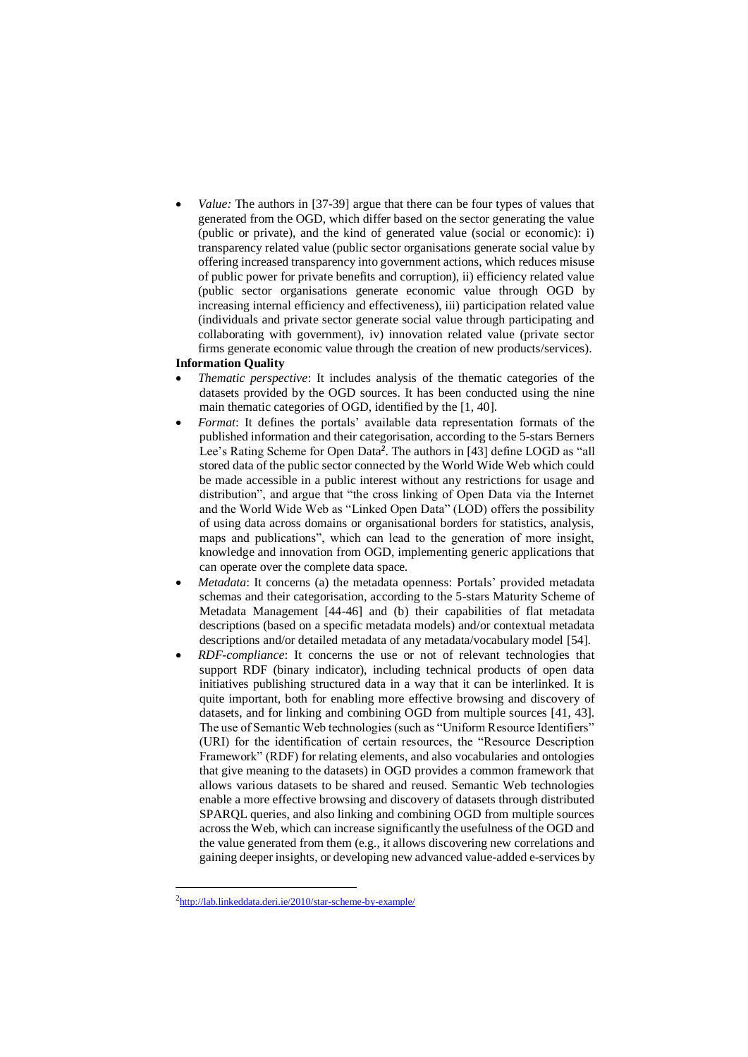- *Value:* The authors in [37-39] argue that there can be four types of values that generated from the OGD, which differ based on the sector generating the value (public or private), and the kind of generated value (social or economic): i) transparency related value (public sector organisations generate social value by offering increased transparency into government actions, which reduces misuse of public power for private benefits and corruption), ii) efficiency related value (public sector organisations generate economic value through OGD by increasing internal efficiency and effectiveness), iii) participation related value (individuals and private sector generate social value through participating and collaborating with government), iv) innovation related value (private sector firms generate economic value through the creation of new products/services).

**Information Quality**

- *Thematic perspective*: It includes analysis of the thematic categories of the datasets provided by the OGD sources. It has been conducted using the nine main thematic categories of OGD, identified by the [1, 40].
- *Format*: It defines the portals' available data representation formats of the published information and their categorisation, according to the 5-stars Berners Lee's Rating Scheme for Open Data[2]. The authors in [43] define LOGD as "all stored data of the public sector connected by the World Wide Web which could be made accessible in a public interest without any restrictions for usage and distribution", and argue that "the cross linking of Open Data via the Internet and the World Wide Web as "Linked Open Data" (LOD) offers the possibility of using data across domains or organisational borders for statistics, analysis, maps and publications", which can lead to the generation of more insight, knowledge and innovation from OGD, implementing generic applications that can operate over the complete data space.
- *Metadata*: It concerns (a) the metadata openness: Portals' provided metadata schemas and their categorisation, according to the 5-stars Maturity Scheme of Metadata Management [44-46] and (b) their capabilities of flat metadata descriptions (based on a specific metadata models) and/or contextual metadata descriptions and/or detailed metadata of any metadata/vocabulary model [54].
- *RDF-compliance*: It concerns the use or not of relevant technologies that support RDF (binary indicator), including technical products of open data initiatives publishing structured data in a way that it can be interlinked. It is quite important, both for enabling more effective browsing and discovery of datasets, and for linking and combining OGD from multiple sources [41, 43]. The use of Semantic Web technologies (such as "Uniform Resource Identifiers" (URI) for the identification of certain resources, the "Resource Description Framework" (RDF) for relating elements, and also vocabularies and ontologies that give meaning to the datasets) in OGD provides a common framework that allows various datasets to be shared and reused. Semantic Web technologies enable a more effective browsing and discovery of datasets through distributed SPARQL queries, and also linking and combining OGD from multiple sources across the Web, which can increase significantly the usefulness of the OGD and the value generated from them (e.g., it allows discovering new correlations and gaining deeper insights, or developing new advanced value-added e-services by

[2] http://lab.linkeddata.deri.ie/2010/star-scheme-by-example/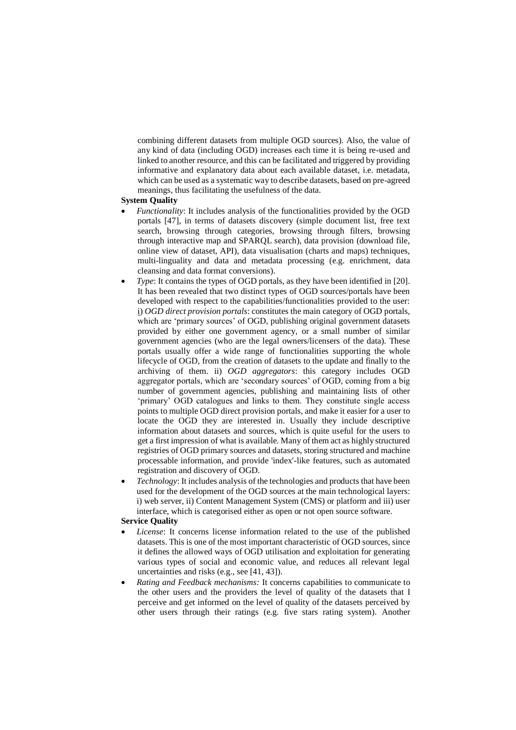combining different datasets from multiple OGD sources). Also, the value of any kind of data (including OGD) increases each time it is being re-used and linked to another resource, and this can be facilitated and triggered by providing informative and explanatory data about each available dataset, i.e. metadata, which can be used as a systematic way to describe datasets, based on pre-agreed meanings, thus facilitating the usefulness of the data.

**System Quality**

- *Functionality*: It includes analysis of the functionalities provided by the OGD portals [47], in terms of datasets discovery (simple document list, free text search, browsing through categories, browsing through filters, browsing through interactive map and SPARQL search), data provision (download file, online view of dataset, API), data visualisation (charts and maps) techniques, multi-linguality and data and metadata processing (e.g. enrichment, data cleansing and data format conversions).
- *Type*: It contains the types of OGD portals, as they have been identified in [20]. It has been revealed that two distinct types of OGD sources/portals have been developed with respect to the capabilities/functionalities provided to the user: i) *OGD direct provision portals*: constitutes the main category of OGD portals, which are 'primary sources' of OGD, publishing original government datasets provided by either one government agency, or a small number of similar government agencies (who are the legal owners/licensers of the data). These portals usually offer a wide range of functionalities supporting the whole lifecycle of OGD, from the creation of datasets to the update and finally to the archiving of them. ii) *OGD aggregators*: this category includes OGD aggregator portals, which are 'secondary sources' of OGD, coming from a big number of government agencies, publishing and maintaining lists of other 'primary' OGD catalogues and links to them. They constitute single access points to multiple OGD direct provision portals, and make it easier for a user to locate the OGD they are interested in. Usually they include descriptive information about datasets and sources, which is quite useful for the users to get a first impression of what is available. Many of them act as highly structured registries of OGD primary sources and datasets, storing structured and machine processable information, and provide 'index'-like features, such as automated registration and discovery of OGD.
- *Technology*: It includes analysis of the technologies and products that have been used for the development of the OGD sources at the main technological layers: i) web server, ii) Content Management System (CMS) or platform and iii) user interface, which is categorised either as open or not open source software.

**Service Quality**

- *License*: It concerns license information related to the use of the published datasets. This is one of the most important characteristic of OGD sources, since it defines the allowed ways of OGD utilisation and exploitation for generating various types of social and economic value, and reduces all relevant legal uncertainties and risks (e.g., see [41, 43]).
- *Rating and Feedback mechanisms:* It concerns capabilities to communicate to the other users and the providers the level of quality of the datasets that I perceive and get informed on the level of quality of the datasets perceived by other users through their ratings (e.g. five stars rating system). Another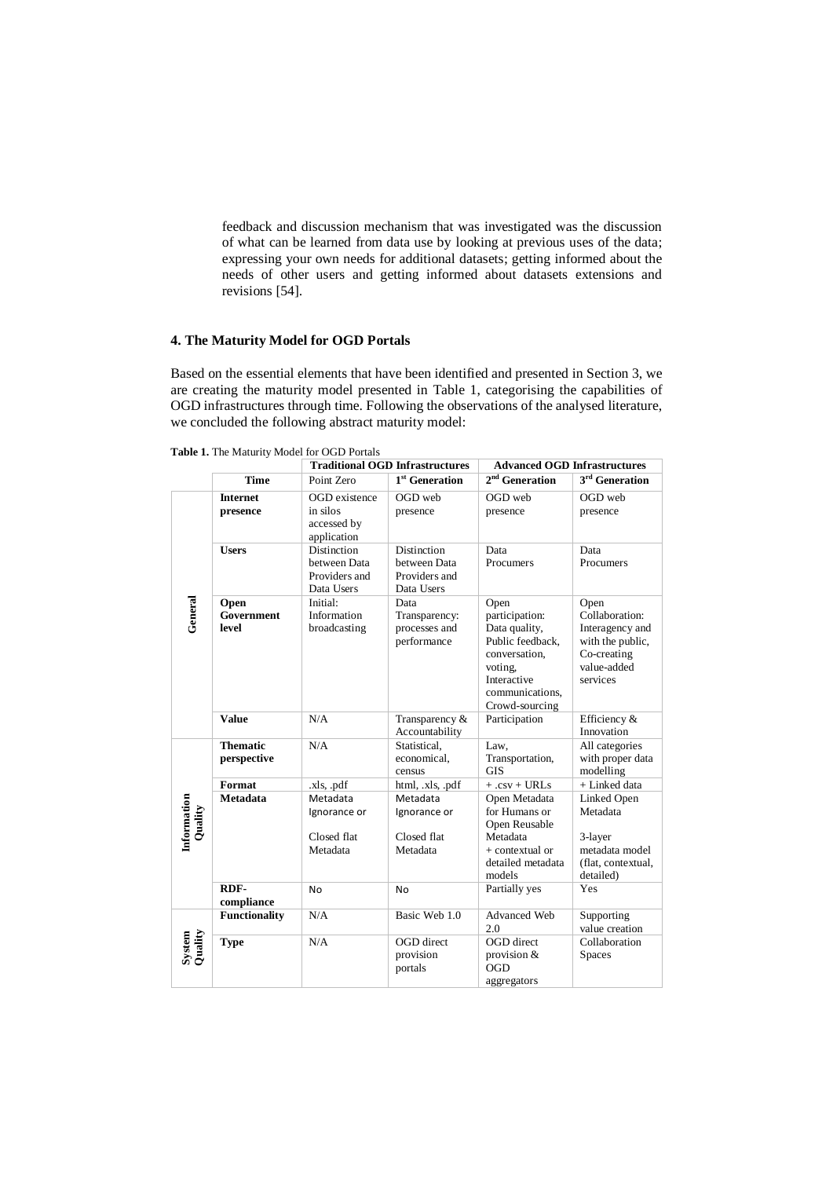feedback and discussion mechanism that was investigated was the discussion of what can be learned from data use by looking at previous uses of the data; expressing your own needs for additional datasets; getting informed about the needs of other users and getting informed about datasets extensions and revisions [54].

## 4. The Maturity Model for OGD Portals

Based on the essential elements that have been identified and presented in Section 3, we are creating the maturity model presented in Table 1, categorising the capabilities of OGD infrastructures through time. Following the observations of the analysed literature, we concluded the following abstract maturity model:

**Table 1.** The Maturity Model for OGD Portals

| | | **Traditional OGD Infrastructures** | | **Advanced OGD Infrastructures** | |
|---|---|---|---|---|---|
| | **Time** | Point Zero | **1st Generation** | **2nd Generation** | **3rd Generation** |
| **General** | **Internet presence** | OGD existence in silos accessed by application | OGD web presence | OGD web presence | OGD web presence |
| | **Users** | Distinction between Data Providers and Data Users | Distinction between Data Providers and Data Users | Data Procumers | Data Procumers |
| | **Open Government level** | Initial: Information broadcasting | Data Transparency: processes and performance | Open participation: Data quality, Public feedback, conversation, voting, Interactive communications, Crowd-sourcing | Open Collaboration: Interagency and with the public, Co-creating value-added services |
| | **Value** | N/A | Transparency & Accountability | Participation | Efficiency & Innovation |
| **Information Quality** | **Thematic perspective** | N/A | Statistical, economical, census | Law, Transportation, GIS | All categories with proper data modelling |
| | **Format** | .xls, .pdf | html, .xls, .pdf | + .csv + URLs | + Linked data |
| | **Metadata** | Metadata Ignorance or Closed flat Metadata | Metadata Ignorance or Closed flat Metadata | Open Metadata for Humans or Open Reusable Metadata + contextual or detailed metadata models | Linked Open Metadata 3-layer metadata model (flat, contextual, detailed) |
| | **RDF-compliance** | No | No | Partially yes | Yes |
| **System Quality** | **Functionality** | N/A | Basic Web 1.0 | Advanced Web 2.0 | Supporting value creation |
| | **Type** | N/A | OGD direct provision portals | OGD direct provision & OGD aggregators | Collaboration Spaces |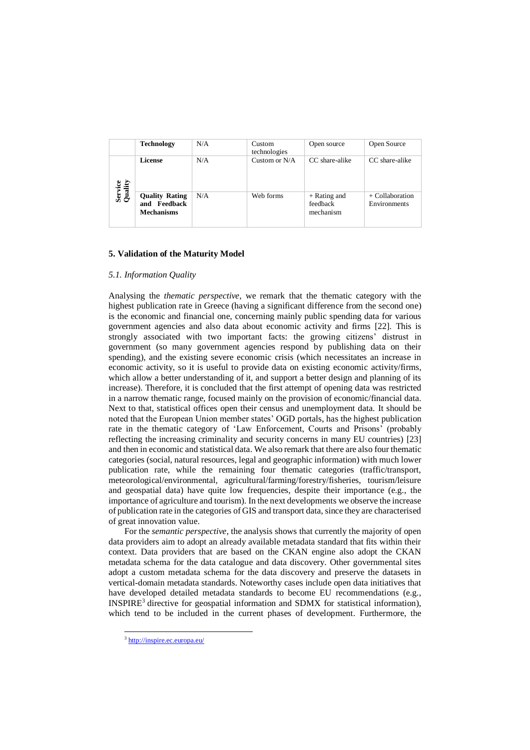| | | | | | |
|---|---|---|---|---|---|
| | **Technology** | N/A | Custom technologies | Open source | Open Source |
| **Service Quality** | **License** | N/A | Custom or N/A | CC share-alike | CC share-alike |
| | **Quality Rating and Feedback Mechanisms** | N/A | Web forms | + Rating and feedback mechanism | + Collaboration Environments |

## 5. Validation of the Maturity Model

### *5.1. Information Quality*

Analysing the *thematic perspective*, we remark that the thematic category with the highest publication rate in Greece (having a significant difference from the second one) is the economic and financial one, concerning mainly public spending data for various government agencies and also data about economic activity and firms [22]. This is strongly associated with two important facts: the growing citizens' distrust in government (so many government agencies respond by publishing data on their spending), and the existing severe economic crisis (which necessitates an increase in economic activity, so it is useful to provide data on existing economic activity/firms, which allow a better understanding of it, and support a better design and planning of its increase). Therefore, it is concluded that the first attempt of opening data was restricted in a narrow thematic range, focused mainly on the provision of economic/financial data. Next to that, statistical offices open their census and unemployment data. It should be noted that the European Union member states' OGD portals, has the highest publication rate in the thematic category of 'Law Enforcement, Courts and Prisons' (probably reflecting the increasing criminality and security concerns in many EU countries) [23] and then in economic and statistical data. We also remark that there are also four thematic categories (social, natural resources, legal and geographic information) with much lower publication rate, while the remaining four thematic categories (traffic/transport, meteorological/environmental, agricultural/farming/forestry/fisheries, tourism/leisure and geospatial data) have quite low frequencies, despite their importance (e.g., the importance of agriculture and tourism). In the next developments we observe the increase of publication rate in the categories of GIS and transport data, since they are characterised of great innovation value.

For the *semantic perspective*, the analysis shows that currently the majority of open data providers aim to adopt an already available metadata standard that fits within their context. Data providers that are based on the CKAN engine also adopt the CKAN metadata schema for the data catalogue and data discovery. Other governmental sites adopt a custom metadata schema for the data discovery and preserve the datasets in vertical-domain metadata standards. Noteworthy cases include open data initiatives that have developed detailed metadata standards to become EU recommendations (e.g., INSPIRE[3] directive for geospatial information and SDMX for statistical information), which tend to be included in the current phases of development. Furthermore, the

[3] http://inspire.ec.europa.eu/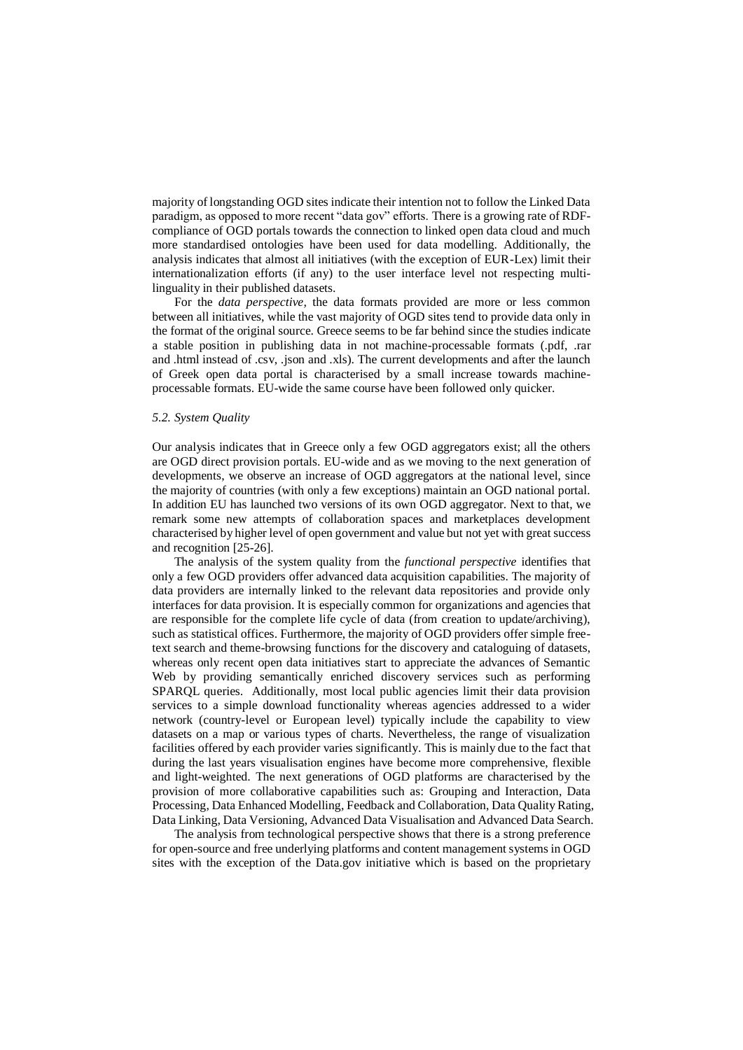majority of longstanding OGD sites indicate their intention not to follow the Linked Data paradigm, as opposed to more recent "data gov" efforts. There is a growing rate of RDF-compliance of OGD portals towards the connection to linked open data cloud and much more standardised ontologies have been used for data modelling. Additionally, the analysis indicates that almost all initiatives (with the exception of EUR-Lex) limit their internationalization efforts (if any) to the user interface level not respecting multi-linguality in their published datasets.

For the *data perspective,* the data formats provided are more or less common between all initiatives, while the vast majority of OGD sites tend to provide data only in the format of the original source. Greece seems to be far behind since the studies indicate a stable position in publishing data in not machine-processable formats (.pdf, .rar and .html instead of .csv, .json and .xls). The current developments and after the launch of Greek open data portal is characterised by a small increase towards machine-processable formats. EU-wide the same course have been followed only quicker.

### *5.2. System Quality*

Our analysis indicates that in Greece only a few OGD aggregators exist; all the others are OGD direct provision portals. EU-wide and as we moving to the next generation of developments, we observe an increase of OGD aggregators at the national level, since the majority of countries (with only a few exceptions) maintain an OGD national portal. In addition EU has launched two versions of its own OGD aggregator. Next to that, we remark some new attempts of collaboration spaces and marketplaces development characterised by higher level of open government and value but not yet with great success and recognition [25-26].

The analysis of the system quality from the *functional perspective* identifies that only a few OGD providers offer advanced data acquisition capabilities. The majority of data providers are internally linked to the relevant data repositories and provide only interfaces for data provision. It is especially common for organizations and agencies that are responsible for the complete life cycle of data (from creation to update/archiving), such as statistical offices. Furthermore, the majority of OGD providers offer simple free-text search and theme-browsing functions for the discovery and cataloguing of datasets, whereas only recent open data initiatives start to appreciate the advances of Semantic Web by providing semantically enriched discovery services such as performing SPARQL queries. Additionally, most local public agencies limit their data provision services to a simple download functionality whereas agencies addressed to a wider network (country-level or European level) typically include the capability to view datasets on a map or various types of charts. Nevertheless, the range of visualization facilities offered by each provider varies significantly. This is mainly due to the fact that during the last years visualisation engines have become more comprehensive, flexible and light-weighted. The next generations of OGD platforms are characterised by the provision of more collaborative capabilities such as: Grouping and Interaction, Data Processing, Data Enhanced Modelling, Feedback and Collaboration, Data Quality Rating, Data Linking, Data Versioning, Advanced Data Visualisation and Advanced Data Search.

The analysis from technological perspective shows that there is a strong preference for open-source and free underlying platforms and content management systems in OGD sites with the exception of the Data.gov initiative which is based on the proprietary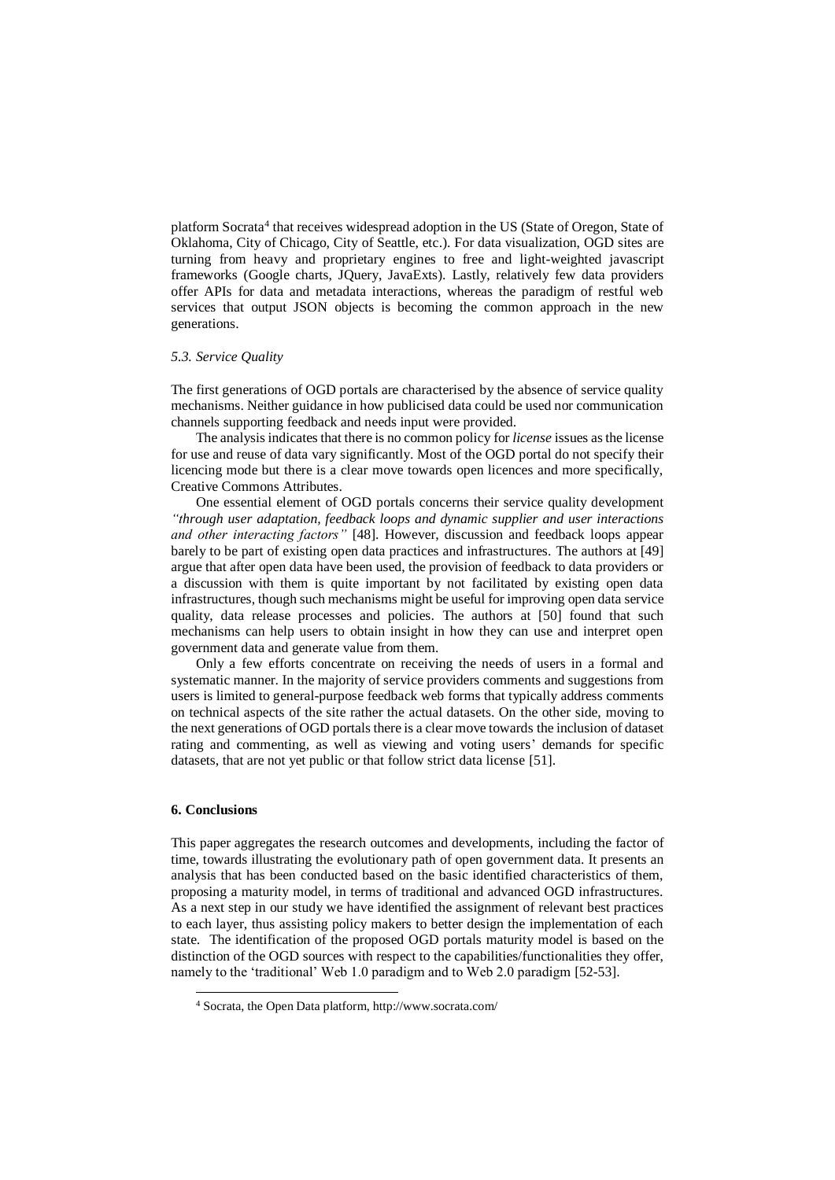platform Socrata[4] that receives widespread adoption in the US (State of Oregon, State of Oklahoma, City of Chicago, City of Seattle, etc.). For data visualization, OGD sites are turning from heavy and proprietary engines to free and light-weighted javascript frameworks (Google charts, JQuery, JavaExts). Lastly, relatively few data providers offer APIs for data and metadata interactions, whereas the paradigm of restful web services that output JSON objects is becoming the common approach in the new generations.

### *5.3. Service Quality*

The first generations of OGD portals are characterised by the absence of service quality mechanisms. Neither guidance in how publicised data could be used nor communication channels supporting feedback and needs input were provided.

The analysis indicates that there is no common policy for *license* issues as the license for use and reuse of data vary significantly. Most of the OGD portal do not specify their licencing mode but there is a clear move towards open licences and more specifically, Creative Commons Attributes.

One essential element of OGD portals concerns their service quality development *"through user adaptation, feedback loops and dynamic supplier and user interactions and other interacting factors"* [48]. However, discussion and feedback loops appear barely to be part of existing open data practices and infrastructures. The authors at [49] argue that after open data have been used, the provision of feedback to data providers or a discussion with them is quite important by not facilitated by existing open data infrastructures, though such mechanisms might be useful for improving open data service quality, data release processes and policies. The authors at [50] found that such mechanisms can help users to obtain insight in how they can use and interpret open government data and generate value from them.

Only a few efforts concentrate on receiving the needs of users in a formal and systematic manner. In the majority of service providers comments and suggestions from users is limited to general-purpose feedback web forms that typically address comments on technical aspects of the site rather the actual datasets. On the other side, moving to the next generations of OGD portals there is a clear move towards the inclusion of dataset rating and commenting, as well as viewing and voting users' demands for specific datasets, that are not yet public or that follow strict data license [51].

## **6. Conclusions**

This paper aggregates the research outcomes and developments, including the factor of time, towards illustrating the evolutionary path of open government data. It presents an analysis that has been conducted based on the basic identified characteristics of them, proposing a maturity model, in terms of traditional and advanced OGD infrastructures. As a next step in our study we have identified the assignment of relevant best practices to each layer, thus assisting policy makers to better design the implementation of each state. The identification of the proposed OGD portals maturity model is based on the distinction of the OGD sources with respect to the capabilities/functionalities they offer, namely to the 'traditional' Web 1.0 paradigm and to Web 2.0 paradigm [52-53].

[4] Socrata, the Open Data platform, http://www.socrata.com/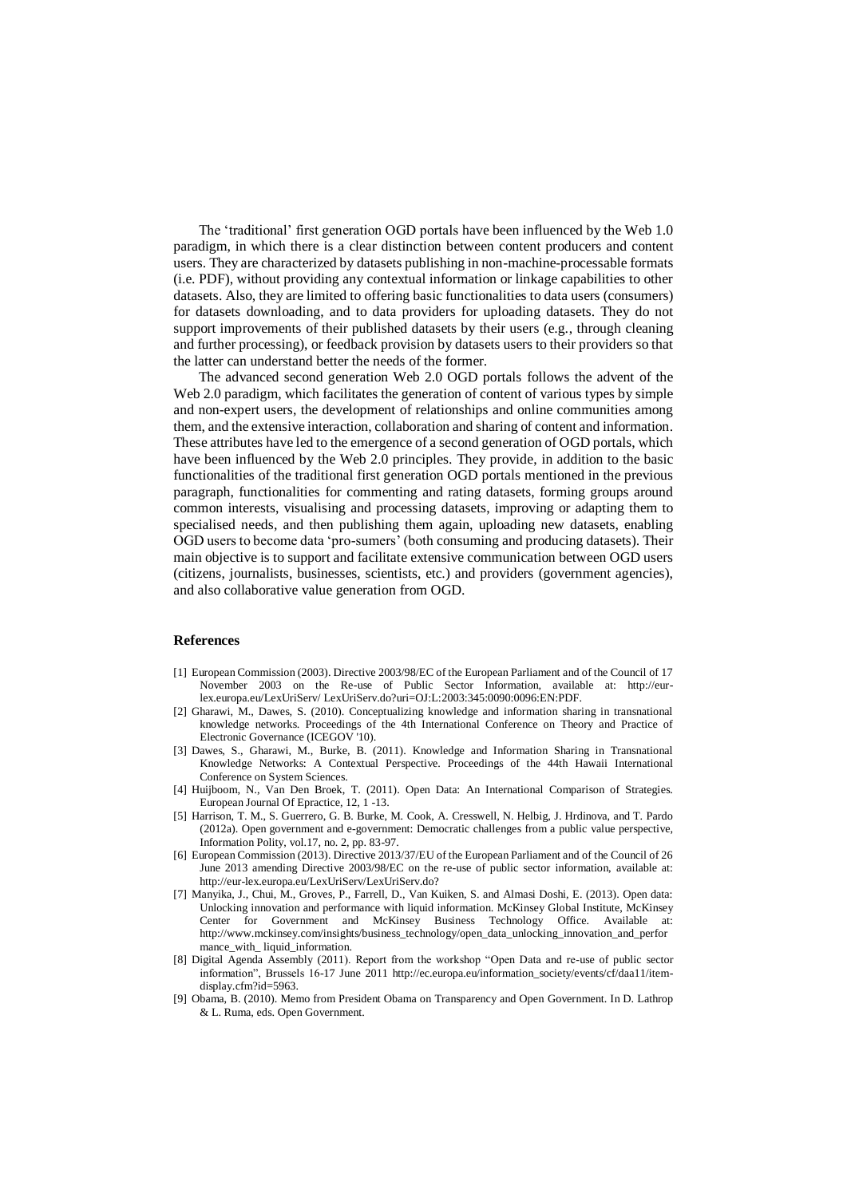The 'traditional' first generation OGD portals have been influenced by the Web 1.0 paradigm, in which there is a clear distinction between content producers and content users. They are characterized by datasets publishing in non-machine-processable formats (i.e. PDF), without providing any contextual information or linkage capabilities to other datasets. Also, they are limited to offering basic functionalities to data users (consumers) for datasets downloading, and to data providers for uploading datasets. They do not support improvements of their published datasets by their users (e.g., through cleaning and further processing), or feedback provision by datasets users to their providers so that the latter can understand better the needs of the former.

The advanced second generation Web 2.0 OGD portals follows the advent of the Web 2.0 paradigm, which facilitates the generation of content of various types by simple and non-expert users, the development of relationships and online communities among them, and the extensive interaction, collaboration and sharing of content and information. These attributes have led to the emergence of a second generation of OGD portals, which have been influenced by the Web 2.0 principles. They provide, in addition to the basic functionalities of the traditional first generation OGD portals mentioned in the previous paragraph, functionalities for commenting and rating datasets, forming groups around common interests, visualising and processing datasets, improving or adapting them to specialised needs, and then publishing them again, uploading new datasets, enabling OGD users to become data 'pro-sumers' (both consuming and producing datasets). Their main objective is to support and facilitate extensive communication between OGD users (citizens, journalists, businesses, scientists, etc.) and providers (government agencies), and also collaborative value generation from OGD.

## References

[1] European Commission (2003). Directive 2003/98/EC of the European Parliament and of the Council of 17 November 2003 on the Re-use of Public Sector Information, available at: http://eur-lex.europa.eu/LexUriServ/ LexUriServ.do?uri=OJ:L:2003:345:0090:0096:EN:PDF.

[2] Gharawi, M., Dawes, S. (2010). Conceptualizing knowledge and information sharing in transnational knowledge networks. Proceedings of the 4th International Conference on Theory and Practice of Electronic Governance (ICEGOV '10).

[3] Dawes, S., Gharawi, M., Burke, B. (2011). Knowledge and Information Sharing in Transnational Knowledge Networks: A Contextual Perspective. Proceedings of the 44th Hawaii International Conference on System Sciences.

[4] Huijboom, N., Van Den Broek, T. (2011). Open Data: An International Comparison of Strategies. European Journal Of Epractice, 12, 1 -13.

[5] Harrison, T. M., S. Guerrero, G. B. Burke, M. Cook, A. Cresswell, N. Helbig, J. Hrdinova, and T. Pardo (2012a). Open government and e-government: Democratic challenges from a public value perspective, Information Polity, vol.17, no. 2, pp. 83-97.

[6] European Commission (2013). Directive 2013/37/EU of the European Parliament and of the Council of 26 June 2013 amending Directive 2003/98/EC on the re-use of public sector information, available at: http://eur-lex.europa.eu/LexUriServ/LexUriServ.do?

[7] Manyika, J., Chui, M., Groves, P., Farrell, D., Van Kuiken, S. and Almasi Doshi, E. (2013). Open data: Unlocking innovation and performance with liquid information. McKinsey Global Institute, McKinsey Center for Government and McKinsey Business Technology Office. Available at: http://www.mckinsey.com/insights/business_technology/open_data_unlocking_innovation_and_perfor mance_with_ liquid_information.

[8] Digital Agenda Assembly (2011). Report from the workshop "Open Data and re-use of public sector information", Brussels 16-17 June 2011 http://ec.europa.eu/information_society/events/cf/daa11/item-display.cfm?id=5963.

[9] Obama, B. (2010). Memo from President Obama on Transparency and Open Government. In D. Lathrop & L. Ruma, eds. Open Government.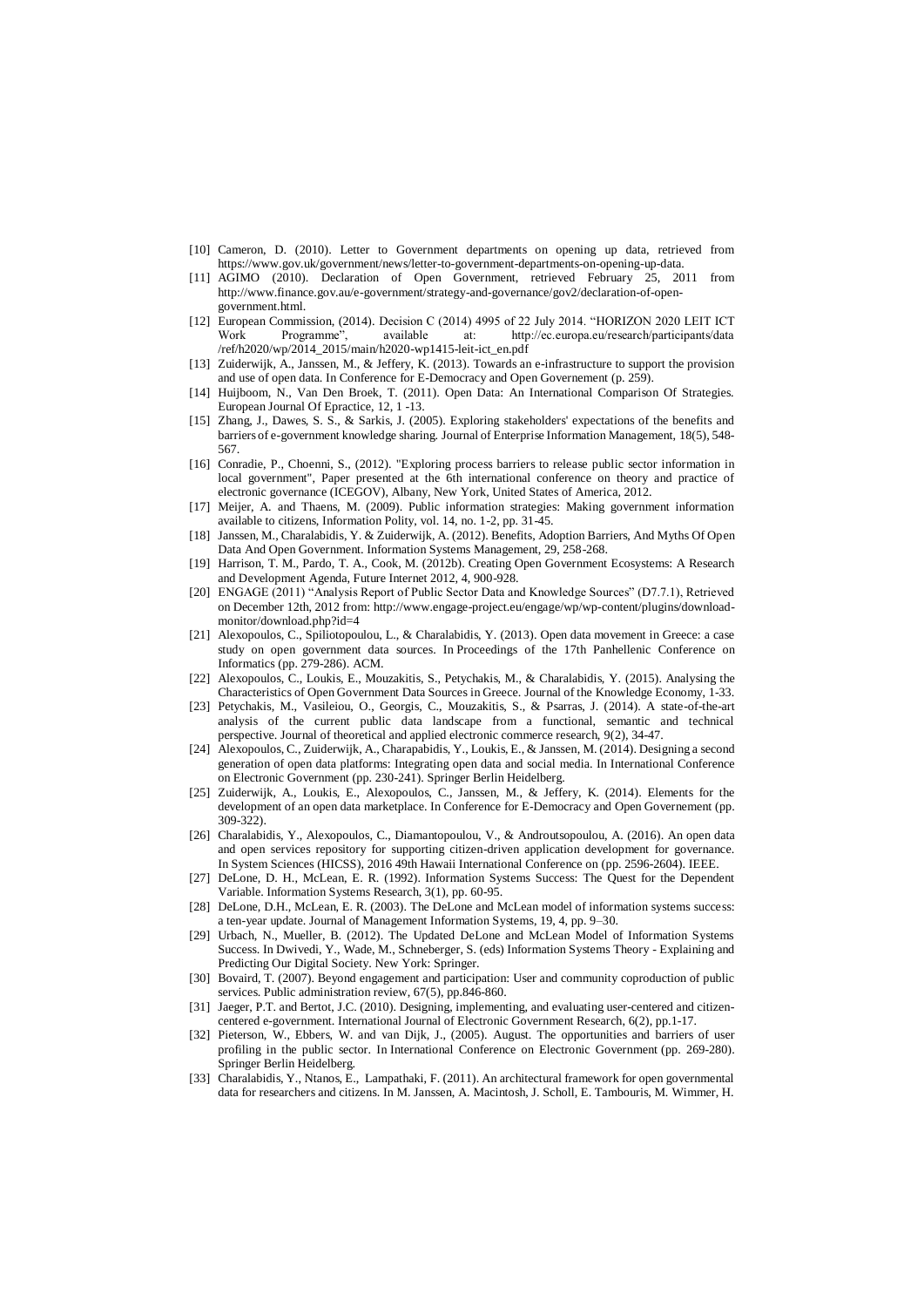[10] Cameron, D. (2010). Letter to Government departments on opening up data, retrieved from https://www.gov.uk/government/news/letter-to-government-departments-on-opening-up-data.

[11] AGIMO (2010). Declaration of Open Government, retrieved February 25, 2011 from http://www.finance.gov.au/e-government/strategy-and-governance/gov2/declaration-of-open-government.html.

[12] European Commission, (2014). Decision C (2014) 4995 of 22 July 2014. "HORIZON 2020 LEIT ICT Work Programme", available at: http://ec.europa.eu/research/participants/data /ref/h2020/wp/2014_2015/main/h2020-wp1415-leit-ict_en.pdf

[13] Zuiderwijk, A., Janssen, M., & Jeffery, K. (2013). Towards an e-infrastructure to support the provision and use of open data. In Conference for E-Democracy and Open Governement (p. 259).

[14] Huijboom, N., Van Den Broek, T. (2011). Open Data: An International Comparison Of Strategies. European Journal Of Epractice, 12, 1 -13.

[15] Zhang, J., Dawes, S. S., & Sarkis, J. (2005). Exploring stakeholders' expectations of the benefits and barriers of e-government knowledge sharing. Journal of Enterprise Information Management, 18(5), 548-567.

[16] Conradie, P., Choenni, S., (2012). "Exploring process barriers to release public sector information in local government", Paper presented at the 6th international conference on theory and practice of electronic governance (ICEGOV), Albany, New York, United States of America, 2012.

[17] Meijer, A. and Thaens, M. (2009). Public information strategies: Making government information available to citizens, Information Polity, vol. 14, no. 1-2, pp. 31-45.

[18] Janssen, M., Charalabidis, Y. & Zuiderwijk, A. (2012). Benefits, Adoption Barriers, And Myths Of Open Data And Open Government. Information Systems Management, 29, 258-268.

[19] Harrison, T. M., Pardo, T. A., Cook, M. (2012b). Creating Open Government Ecosystems: A Research and Development Agenda, Future Internet 2012, 4, 900-928.

[20] ENGAGE (2011) "Analysis Report of Public Sector Data and Knowledge Sources" (D7.7.1), Retrieved on December 12th, 2012 from: http://www.engage-project.eu/engage/wp/wp-content/plugins/download-monitor/download.php?id=4

[21] Alexopoulos, C., Spiliotopoulou, L., & Charalabidis, Y. (2013). Open data movement in Greece: a case study on open government data sources. In Proceedings of the 17th Panhellenic Conference on Informatics (pp. 279-286). ACM.

[22] Alexopoulos, C., Loukis, E., Mouzakitis, S., Petychakis, M., & Charalabidis, Y. (2015). Analysing the Characteristics of Open Government Data Sources in Greece. Journal of the Knowledge Economy, 1-33.

[23] Petychakis, M., Vasileiou, O., Georgis, C., Mouzakitis, S., & Psarras, J. (2014). A state-of-the-art analysis of the current public data landscape from a functional, semantic and technical perspective. Journal of theoretical and applied electronic commerce research, 9(2), 34-47.

[24] Alexopoulos, C., Zuiderwijk, A., Charapabidis, Y., Loukis, E., & Janssen, M. (2014). Designing a second generation of open data platforms: Integrating open data and social media. In International Conference on Electronic Government (pp. 230-241). Springer Berlin Heidelberg.

[25] Zuiderwijk, A., Loukis, E., Alexopoulos, C., Janssen, M., & Jeffery, K. (2014). Elements for the development of an open data marketplace. In Conference for E-Democracy and Open Governement (pp. 309-322).

[26] Charalabidis, Y., Alexopoulos, C., Diamantopoulou, V., & Androutsopoulou, A. (2016). An open data and open services repository for supporting citizen-driven application development for governance. In System Sciences (HICSS), 2016 49th Hawaii International Conference on (pp. 2596-2604). IEEE.

[27] DeLone, D. H., McLean, E. R. (1992). Information Systems Success: The Quest for the Dependent Variable. Information Systems Research, 3(1), pp. 60-95.

[28] DeLone, D.H., McLean, E. R. (2003). The DeLone and McLean model of information systems success: a ten-year update. Journal of Management Information Systems, 19, 4, pp. 9–30.

[29] Urbach, N., Mueller, B. (2012). The Updated DeLone and McLean Model of Information Systems Success. In Dwivedi, Y., Wade, M., Schneberger, S. (eds) Information Systems Theory - Explaining and Predicting Our Digital Society. New York: Springer.

[30] Bovaird, T. (2007). Beyond engagement and participation: User and community coproduction of public services. Public administration review, 67(5), pp.846-860.

[31] Jaeger, P.T. and Bertot, J.C. (2010). Designing, implementing, and evaluating user-centered and citizen-centered e-government. International Journal of Electronic Government Research, 6(2), pp.1-17.

[32] Pieterson, W., Ebbers, W. and van Dijk, J., (2005). August. The opportunities and barriers of user profiling in the public sector. In International Conference on Electronic Government (pp. 269-280). Springer Berlin Heidelberg.

[33] Charalabidis, Y., Ntanos, E., Lampathaki, F. (2011). An architectural framework for open governmental data for researchers and citizens. In M. Janssen, A. Macintosh, J. Scholl, E. Tambouris, M. Wimmer, H.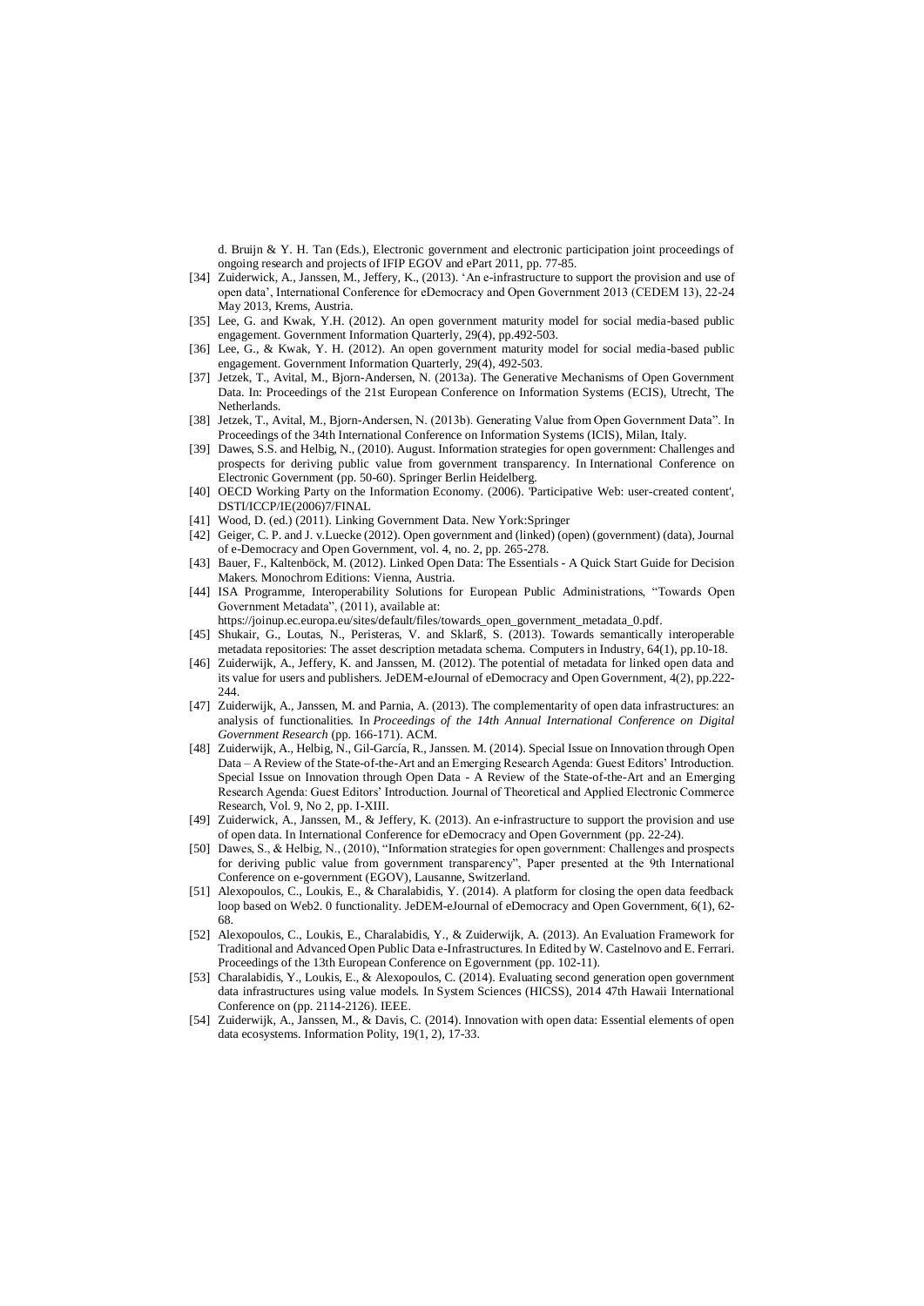d. Bruijn & Y. H. Tan (Eds.), Electronic government and electronic participation joint proceedings of ongoing research and projects of IFIP EGOV and ePart 2011, pp. 77-85.

[34] Zuiderwick, A., Janssen, M., Jeffery, K., (2013). 'An e-infrastructure to support the provision and use of open data', International Conference for eDemocracy and Open Government 2013 (CEDEM 13), 22-24 May 2013, Krems, Austria.

[35] Lee, G. and Kwak, Y.H. (2012). An open government maturity model for social media-based public engagement. Government Information Quarterly, 29(4), pp.492-503.

[36] Lee, G., & Kwak, Y. H. (2012). An open government maturity model for social media-based public engagement. Government Information Quarterly, 29(4), 492-503.

[37] Jetzek, T., Avital, M., Bjorn-Andersen, N. (2013a). The Generative Mechanisms of Open Government Data. In: Proceedings of the 21st European Conference on Information Systems (ECIS), Utrecht, The Netherlands.

[38] Jetzek, T., Avital, M., Bjorn-Andersen, N. (2013b). Generating Value from Open Government Data". In Proceedings of the 34th International Conference on Information Systems (ICIS), Milan, Italy.

[39] Dawes, S.S. and Helbig, N., (2010). August. Information strategies for open government: Challenges and prospects for deriving public value from government transparency. In International Conference on Electronic Government (pp. 50-60). Springer Berlin Heidelberg.

[40] OECD Working Party on the Information Economy. (2006). 'Participative Web: user-created content', DSTI/ICCP/IE(2006)7/FINAL

[41] Wood, D. (ed.) (2011). Linking Government Data. New York:Springer

[42] Geiger, C. P. and J. v.Luecke (2012). Open government and (linked) (open) (government) (data), Journal of e-Democracy and Open Government, vol. 4, no. 2, pp. 265-278.

[43] Bauer, F., Kaltenböck, M. (2012). Linked Open Data: The Essentials - A Quick Start Guide for Decision Makers. Monochrom Editions: Vienna, Austria.

[44] ISA Programme, Interoperability Solutions for European Public Administrations, "Towards Open Government Metadata", (2011), available at: https://joinup.ec.europa.eu/sites/default/files/towards_open_government_metadata_0.pdf.

[45] Shukair, G., Loutas, N., Peristeras, V. and Sklarß, S. (2013). Towards semantically interoperable metadata repositories: The asset description metadata schema. Computers in Industry, 64(1), pp.10-18.

[46] Zuiderwijk, A., Jeffery, K. and Janssen, M. (2012). The potential of metadata for linked open data and its value for users and publishers. JeDEM-eJournal of eDemocracy and Open Government, 4(2), pp.222-244.

[47] Zuiderwijk, A., Janssen, M. and Parnia, A. (2013). The complementarity of open data infrastructures: an analysis of functionalities. In *Proceedings of the 14th Annual International Conference on Digital Government Research* (pp. 166-171). ACM.

[48] Zuiderwijk, A., Helbig, N., Gil-García, R., Janssen. M. (2014). Special Issue on Innovation through Open Data – A Review of the State-of-the-Art and an Emerging Research Agenda: Guest Editors' Introduction. Special Issue on Innovation through Open Data - A Review of the State-of-the-Art and an Emerging Research Agenda: Guest Editors' Introduction. Journal of Theoretical and Applied Electronic Commerce Research, Vol. 9, No 2, pp. I-XIII.

[49] Zuiderwick, A., Janssen, M., & Jeffery, K. (2013). An e-infrastructure to support the provision and use of open data. In International Conference for eDemocracy and Open Government (pp. 22-24).

[50] Dawes, S., & Helbig, N., (2010), "Information strategies for open government: Challenges and prospects for deriving public value from government transparency", Paper presented at the 9th International Conference on e-government (EGOV), Lausanne, Switzerland.

[51] Alexopoulos, C., Loukis, E., & Charalabidis, Y. (2014). A platform for closing the open data feedback loop based on Web2. 0 functionality. JeDEM-eJournal of eDemocracy and Open Government, 6(1), 62-68.

[52] Alexopoulos, C., Loukis, E., Charalabidis, Y., & Zuiderwijk, A. (2013). An Evaluation Framework for Traditional and Advanced Open Public Data e-Infrastructures. In Edited by W. Castelnovo and E. Ferrari. Proceedings of the 13th European Conference on Egovernment (pp. 102-11).

[53] Charalabidis, Y., Loukis, E., & Alexopoulos, C. (2014). Evaluating second generation open government data infrastructures using value models. In System Sciences (HICSS), 2014 47th Hawaii International Conference on (pp. 2114-2126). IEEE.

[54] Zuiderwijk, A., Janssen, M., & Davis, C. (2014). Innovation with open data: Essential elements of open data ecosystems. Information Polity, 19(1, 2), 17-33.